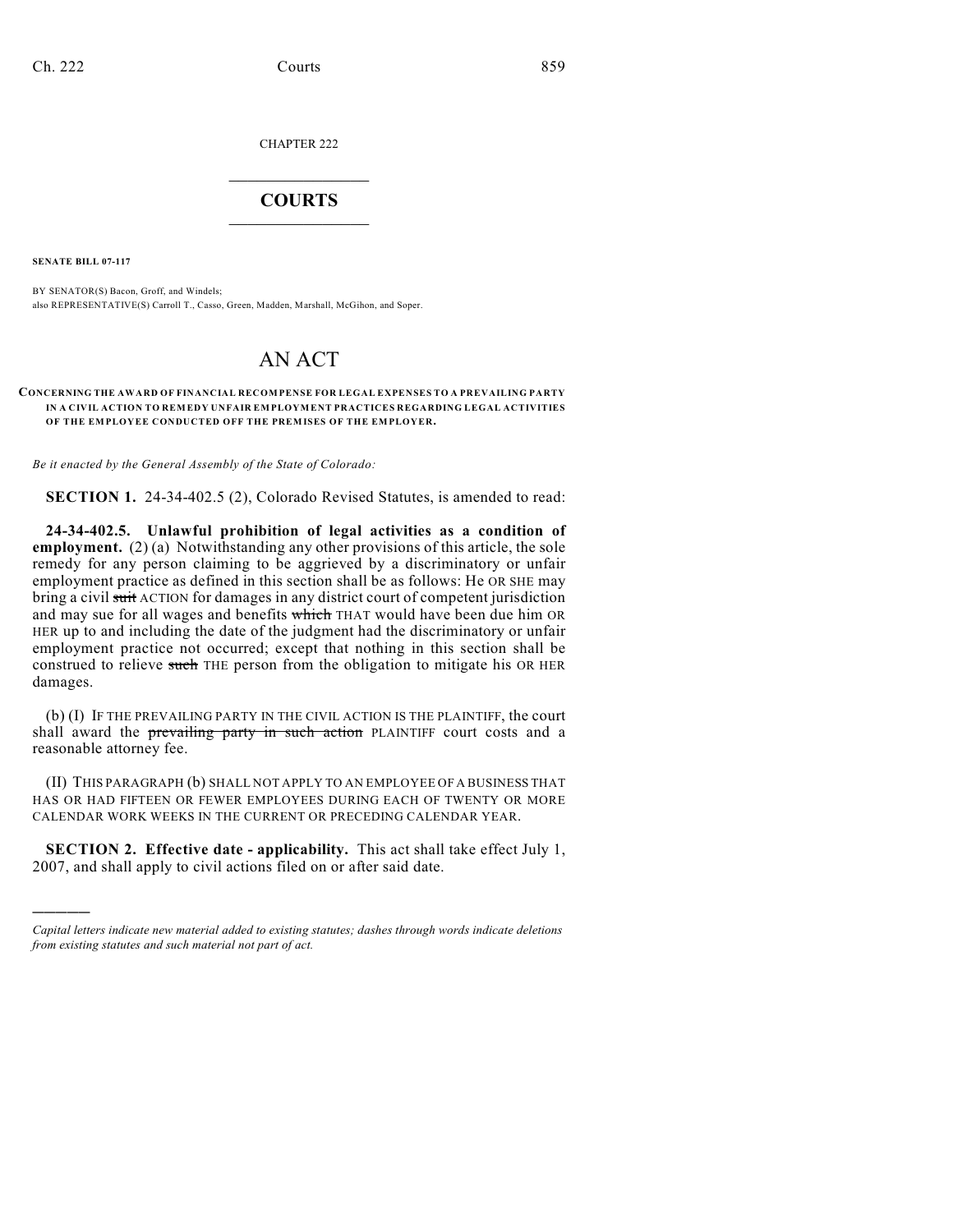CHAPTER 222

# COURTS

**SENATE BILL 07-117**

BY SENATOR(S) Bacon, Groff, and Windels;
also REPRESENTATIVE(S) Carroll T., Casso, Green, Madden, Marshall, McGihon, and Soper.

# AN ACT

**CONCERNING THE AWARD OF FINANCIAL RECOMPENSE FOR LEGAL EXPENSES TO A PREVAILING PARTY IN A CIVIL ACTION TO REMEDY UNFAIR EMPLOYMENT PRACTICES REGARDING LEGAL ACTIVITIES OF THE EMPLOYEE CONDUCTED OFF THE PREMISES OF THE EMPLOYER.**

*Be it enacted by the General Assembly of the State of Colorado:*

**SECTION 1.** 24-34-402.5 (2), Colorado Revised Statutes, is amended to read:

**24-34-402.5. Unlawful prohibition of legal activities as a condition of employment.** (2) (a) Notwithstanding any other provisions of this article, the sole remedy for any person claiming to be aggrieved by a discriminatory or unfair employment practice as defined in this section shall be as follows: He OR SHE may bring a civil ~~suit~~ ACTION for damages in any district court of competent jurisdiction and may sue for all wages and benefits ~~which~~ THAT would have been due him OR HER up to and including the date of the judgment had the discriminatory or unfair employment practice not occurred; except that nothing in this section shall be construed to relieve ~~such~~ THE person from the obligation to mitigate his OR HER damages.

(b) (I) IF THE PREVAILING PARTY IN THE CIVIL ACTION IS THE PLAINTIFF, the court shall award the ~~prevailing party in such action~~ PLAINTIFF court costs and a reasonable attorney fee.

(II) THIS PARAGRAPH (b) SHALL NOT APPLY TO AN EMPLOYEE OF A BUSINESS THAT HAS OR HAD FIFTEEN OR FEWER EMPLOYEES DURING EACH OF TWENTY OR MORE CALENDAR WORK WEEKS IN THE CURRENT OR PRECEDING CALENDAR YEAR.

**SECTION 2. Effective date - applicability.** This act shall take effect July 1, 2007, and shall apply to civil actions filed on or after said date.

---

*Capital letters indicate new material added to existing statutes; dashes through words indicate deletions from existing statutes and such material not part of act.*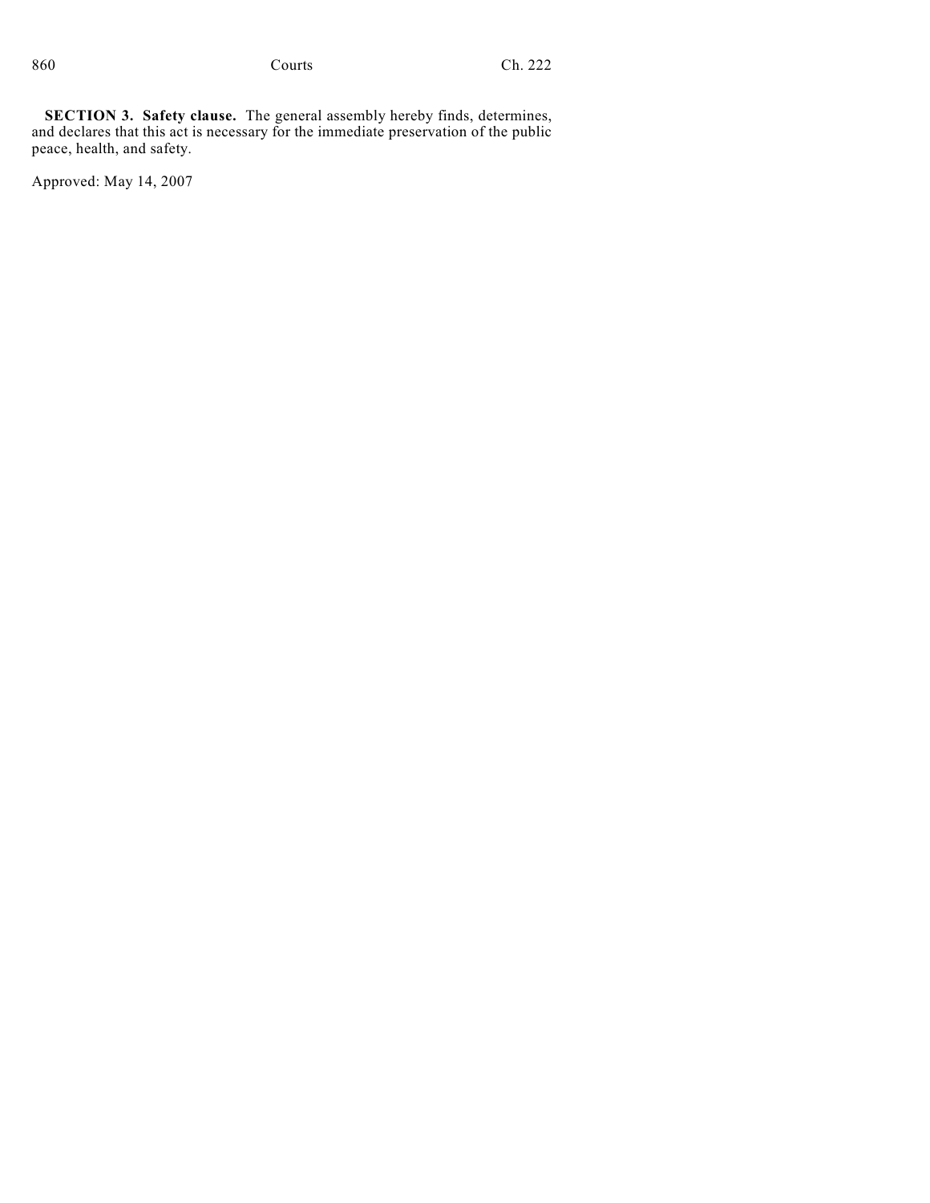**SECTION 3. Safety clause.** The general assembly hereby finds, determines, and declares that this act is necessary for the immediate preservation of the public peace, health, and safety.

Approved: May 14, 2007